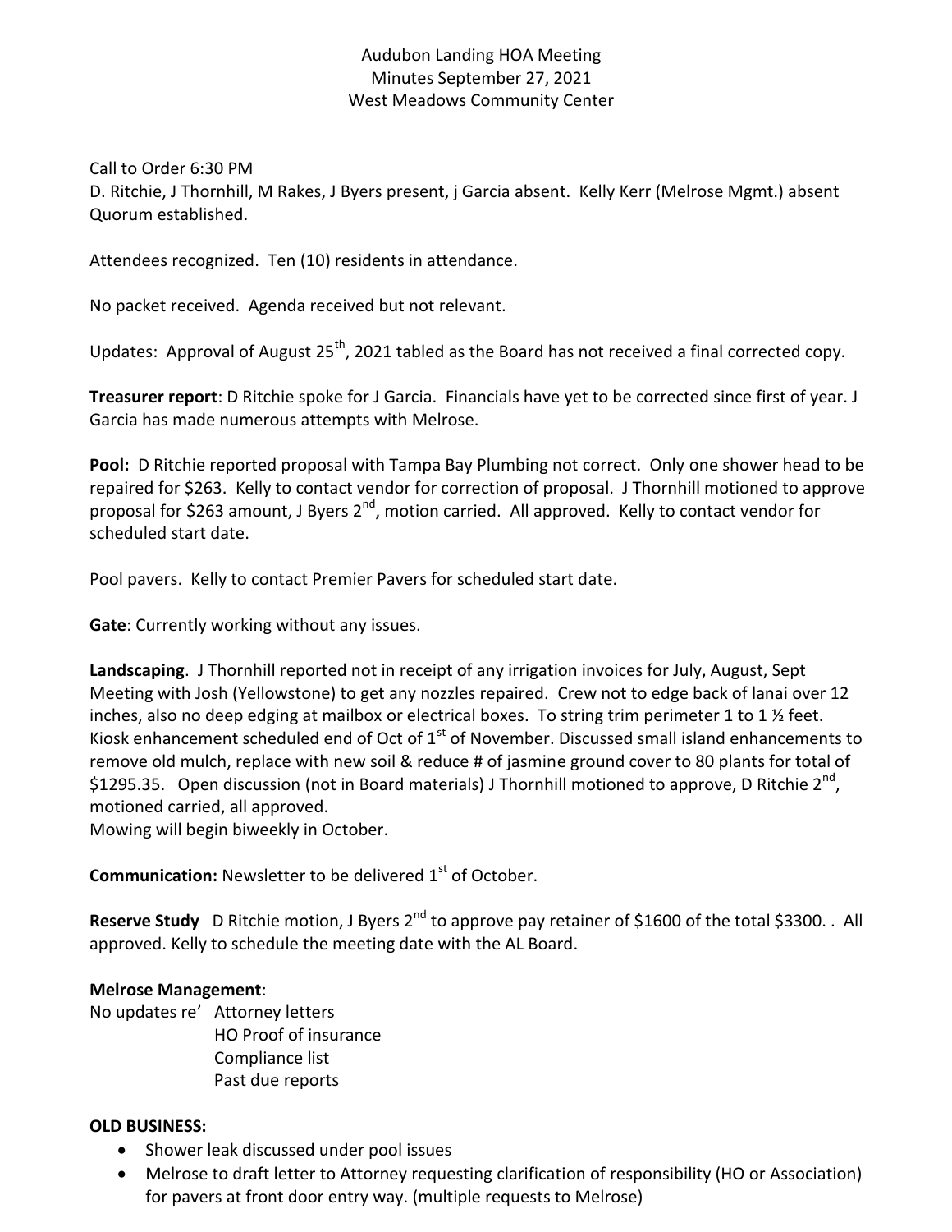Audubon Landing HOA Meeting
Minutes September 27, 2021
West Meadows Community Center

Call to Order 6:30 PM
D. Ritchie, J Thornhill, M Rakes, J Byers present, j Garcia absent. Kelly Kerr (Melrose Mgmt.) absent
Quorum established.

Attendees recognized. Ten (10) residents in attendance.

No packet received. Agenda received but not relevant.

Updates: Approval of August 25th, 2021 tabled as the Board has not received a final corrected copy.

**Treasurer report**: D Ritchie spoke for J Garcia. Financials have yet to be corrected since first of year. J Garcia has made numerous attempts with Melrose.

**Pool:** D Ritchie reported proposal with Tampa Bay Plumbing not correct. Only one shower head to be repaired for $263. Kelly to contact vendor for correction of proposal. J Thornhill motioned to approve proposal for $263 amount, J Byers 2nd, motion carried. All approved. Kelly to contact vendor for scheduled start date.

Pool pavers. Kelly to contact Premier Pavers for scheduled start date.

**Gate**: Currently working without any issues.

**Landscaping**. J Thornhill reported not in receipt of any irrigation invoices for July, August, Sept Meeting with Josh (Yellowstone) to get any nozzles repaired. Crew not to edge back of lanai over 12 inches, also no deep edging at mailbox or electrical boxes. To string trim perimeter 1 to 1 ½ feet. Kiosk enhancement scheduled end of Oct of 1st of November. Discussed small island enhancements to remove old mulch, replace with new soil & reduce # of jasmine ground cover to 80 plants for total of $1295.35. Open discussion (not in Board materials) J Thornhill motioned to approve, D Ritchie 2nd, motioned carried, all approved.
Mowing will begin biweekly in October.

**Communication:** Newsletter to be delivered 1st of October.

**Reserve Study** D Ritchie motion, J Byers 2nd to approve pay retainer of $1600 of the total $3300. . All approved. Kelly to schedule the meeting date with the AL Board.

**Melrose Management**:
No updates re' Attorney letters
HO Proof of insurance
Compliance list
Past due reports

**OLD BUSINESS:**

- Shower leak discussed under pool issues
- Melrose to draft letter to Attorney requesting clarification of responsibility (HO or Association) for pavers at front door entry way. (multiple requests to Melrose)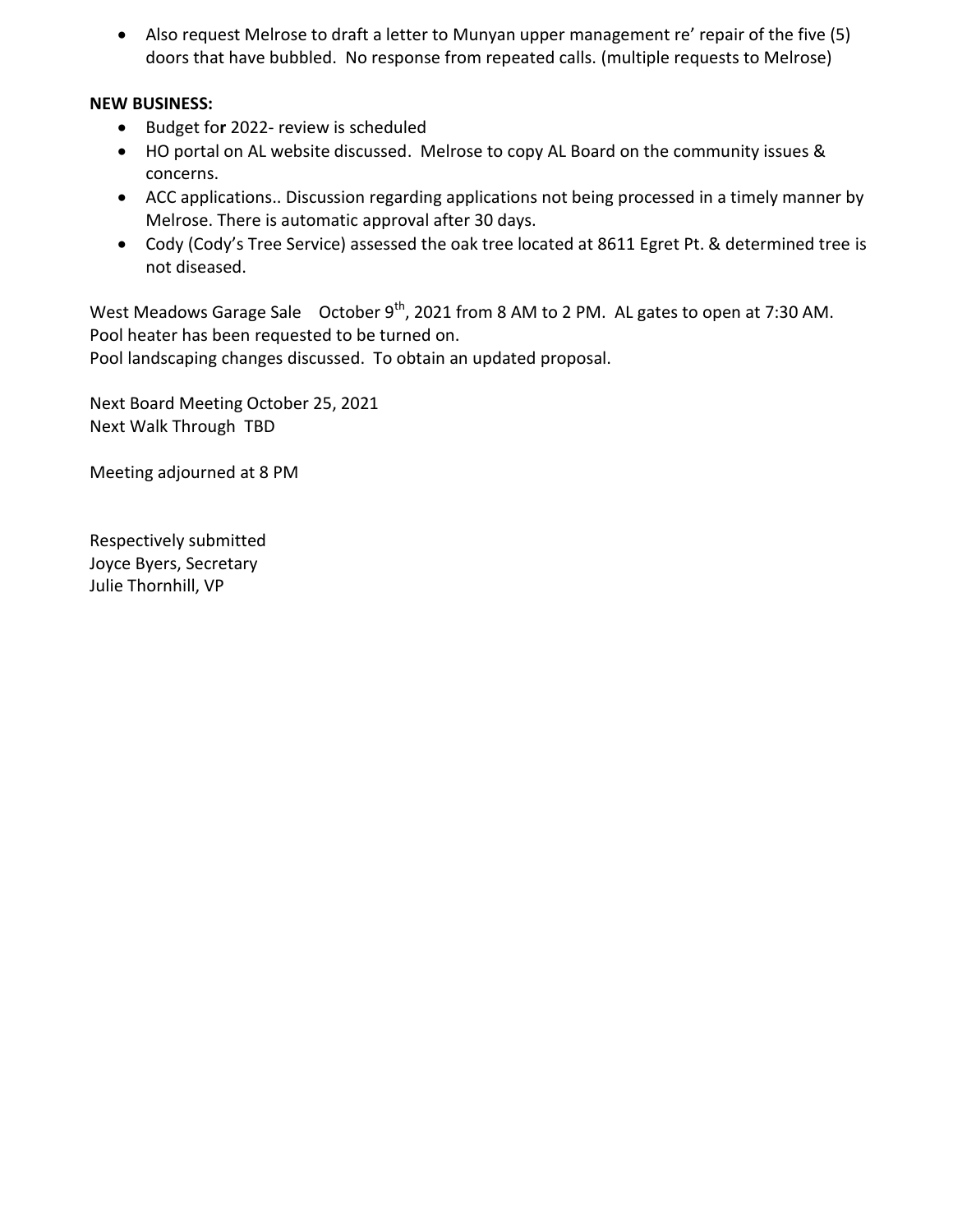- Also request Melrose to draft a letter to Munyan upper management re' repair of the five (5) doors that have bubbled. No response from repeated calls. (multiple requests to Melrose)

**NEW BUSINESS:**

- Budget for 2022- review is scheduled
- HO portal on AL website discussed. Melrose to copy AL Board on the community issues & concerns.
- ACC applications.. Discussion regarding applications not being processed in a timely manner by Melrose. There is automatic approval after 30 days.
- Cody (Cody's Tree Service) assessed the oak tree located at 8611 Egret Pt. & determined tree is not diseased.

West Meadows Garage Sale October 9th, 2021 from 8 AM to 2 PM. AL gates to open at 7:30 AM.
Pool heater has been requested to be turned on.
Pool landscaping changes discussed. To obtain an updated proposal.

Next Board Meeting October 25, 2021
Next Walk Through TBD

Meeting adjourned at 8 PM

Respectively submitted
Joyce Byers, Secretary
Julie Thornhill, VP